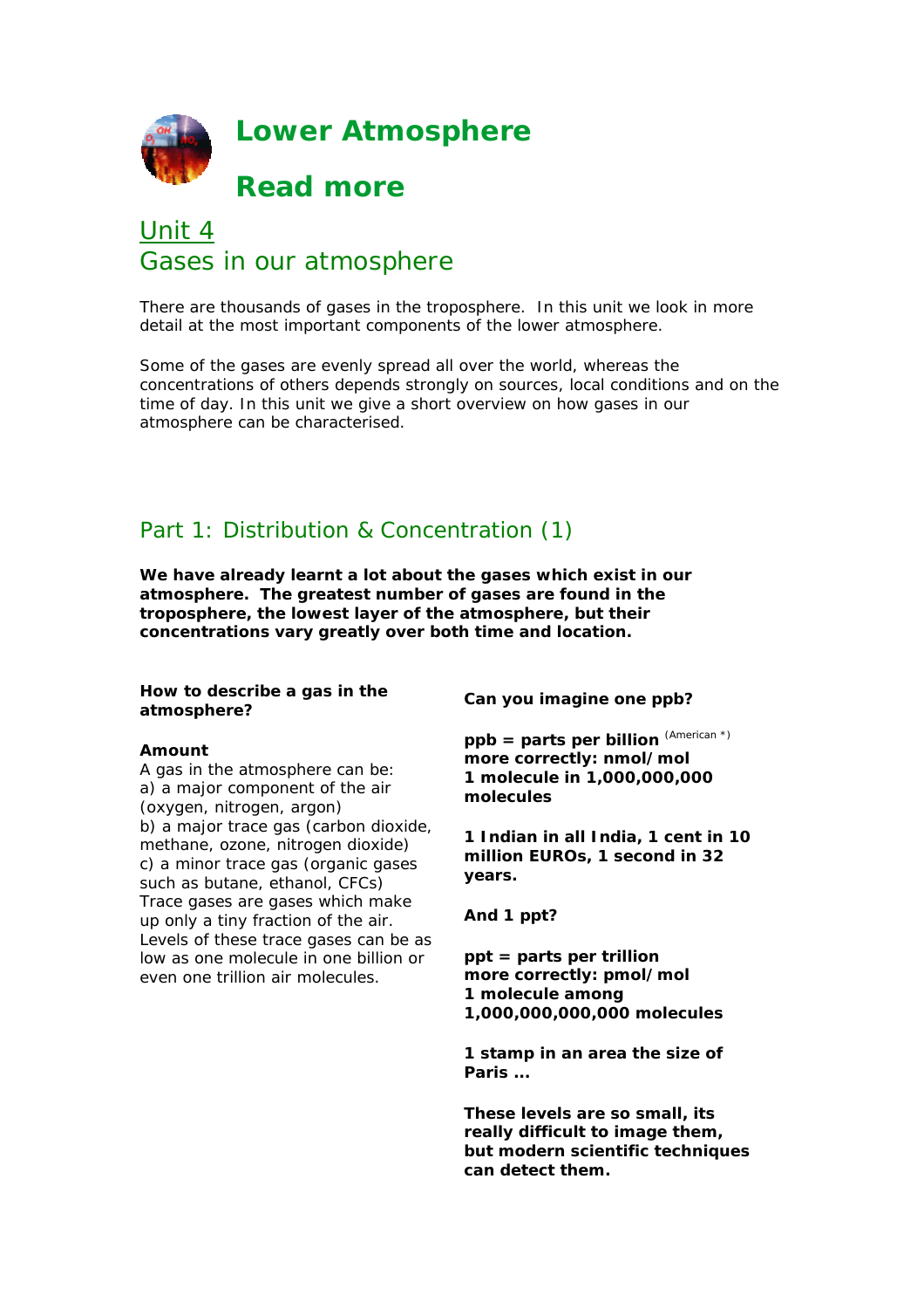# Lower Atmosphere

# Read more

## Unit 4
## Gases in our atmosphere

There are thousands of gases in the troposphere. In this unit we look in more detail at the most important components of the lower atmosphere.

Some of the gases are evenly spread all over the world, whereas the concentrations of others depends strongly on sources, local conditions and on the time of day. In this unit we give a short overview on how gases in our atmosphere can be characterised.

### Part 1: Distribution & Concentration (1)

**We have already learnt a lot about the gases which exist in our atmosphere. The greatest number of gases are found in the troposphere, the lowest layer of the atmosphere, but their concentrations vary greatly over both time and location.**

**How to describe a gas in the atmosphere?**

**Amount**

A gas in the atmosphere can be:
a) a major component of the air (oxygen, nitrogen, argon)
b) a major trace gas (carbon dioxide, methane, ozone, nitrogen dioxide)
c) a minor trace gas (organic gases such as butane, ethanol, CFCs)
Trace gases are gases which make up only a tiny fraction of the air. Levels of these trace gases can be as low as one molecule in one billion or even one trillion air molecules.

**Can you imagine one ppb?**

**ppb = parts per billion** (American *)
**more correctly: nmol/mol**
**1 molecule in 1,000,000,000 molecules**

**1 Indian in all India, 1 cent in 10 million EUROs, 1 second in 32 years.**

**And 1 ppt?**

**ppt = parts per trillion**
**more correctly: pmol/mol**
**1 molecule among 1,000,000,000,000 molecules**

**1 stamp in an area the size of Paris ...**

**These levels are so small, its really difficult to image them, but modern scientific techniques can detect them.**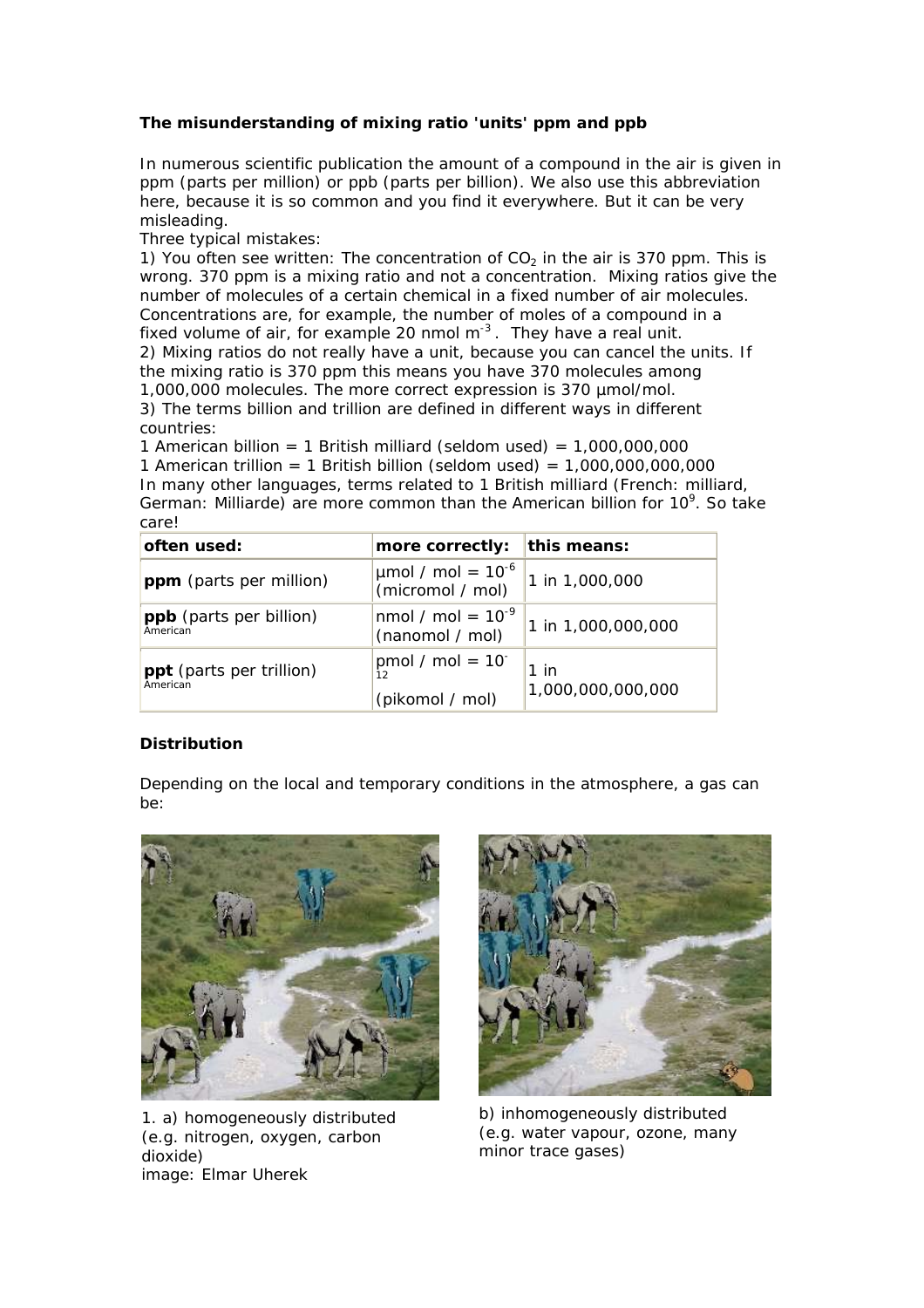**The misunderstanding of mixing ratio 'units' ppm and ppb**

In numerous scientific publication the amount of a compound in the air is given in ppm (parts per million) or ppb (parts per billion). We also use this abbreviation here, because it is so common and you find it everywhere. But it can be very misleading.

Three typical mistakes:

1) You often see written: The concentration of $CO_2$ in the air is 370 ppm. This is wrong. 370 ppm is a mixing ratio and not a concentration. Mixing ratios give the number of molecules of a certain chemical in a fixed number of air molecules. Concentrations are, for example, the number of moles of a compound in a fixed volume of air, for example 20 nmol $m^{-3}$. They have a real unit.

2) Mixing ratios do not really have a unit, because you can cancel the units. If the mixing ratio is 370 ppm this means you have 370 molecules among 1,000,000 molecules. The more correct expression is 370 µmol/mol.

3) The terms billion and trillion are defined in different ways in different countries:

1 American billion = 1 British milliard (seldom used) = 1,000,000,000
1 American trillion = 1 British billion (seldom used) = 1,000,000,000,000
In many other languages, terms related to 1 British milliard (French: milliard, German: Milliarde) are more common than the American billion for $10^9$. So take care!

| often used: | more correctly: | this means: |
|---|---|---|
| **ppm** (parts per million) | µmol / mol = $10^{-6}$ (micromol / mol) | 1 in 1,000,000 |
| **ppb** (parts per billion) American | nmol / mol = $10^{-9}$ (nanomol / mol) | 1 in 1,000,000,000 |
| **ppt** (parts per trillion) American | pmol / mol = $10^{-12}$ (pikomol / mol) | 1 in 1,000,000,000,000 |

**Distribution**

Depending on the local and temporary conditions in the atmosphere, a gas can be:

1. a) homogeneously distributed (e.g. nitrogen, oxygen, carbon dioxide)
image: Elmar Uherek

b) inhomogeneously distributed (e.g. water vapour, ozone, many minor trace gases)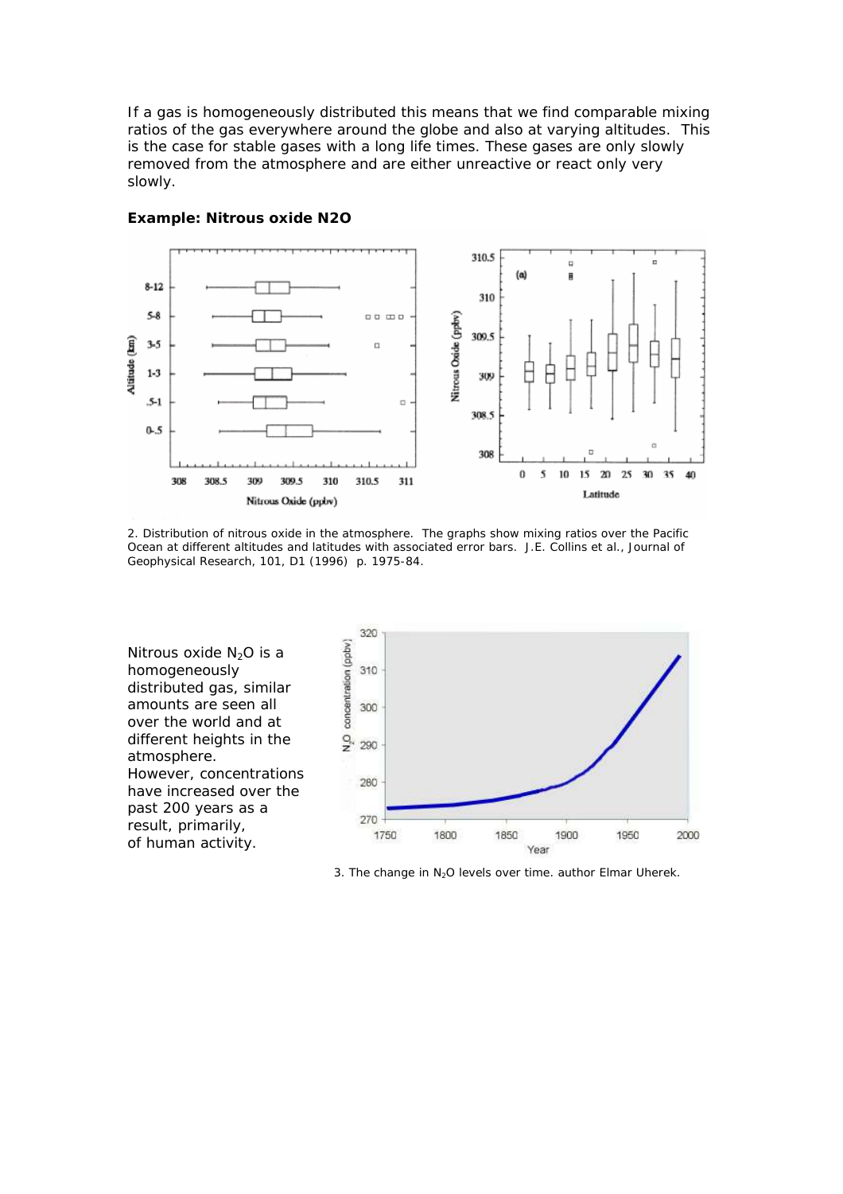If a gas is homogeneously distributed this means that we find comparable mixing ratios of the gas everywhere around the globe and also at varying altitudes. This is the case for stable gases with a long life times. These gases are only slowly removed from the atmosphere and are either unreactive or react only very slowly.

**Example: Nitrous oxide N2O**

2. Distribution of nitrous oxide in the atmosphere. The graphs show mixing ratios over the Pacific Ocean at different altitudes and latitudes with associated error bars. J.E. Collins et al., Journal of Geophysical Research, 101, D1 (1996) p. 1975-84.

Nitrous oxide $N_2O$ is a homogeneously distributed gas, similar amounts are seen all over the world and at different heights in the atmosphere. However, concentrations have increased over the past 200 years as a result, primarily, of human activity.

3. The change in $N_2O$ levels over time. author Elmar Uherek.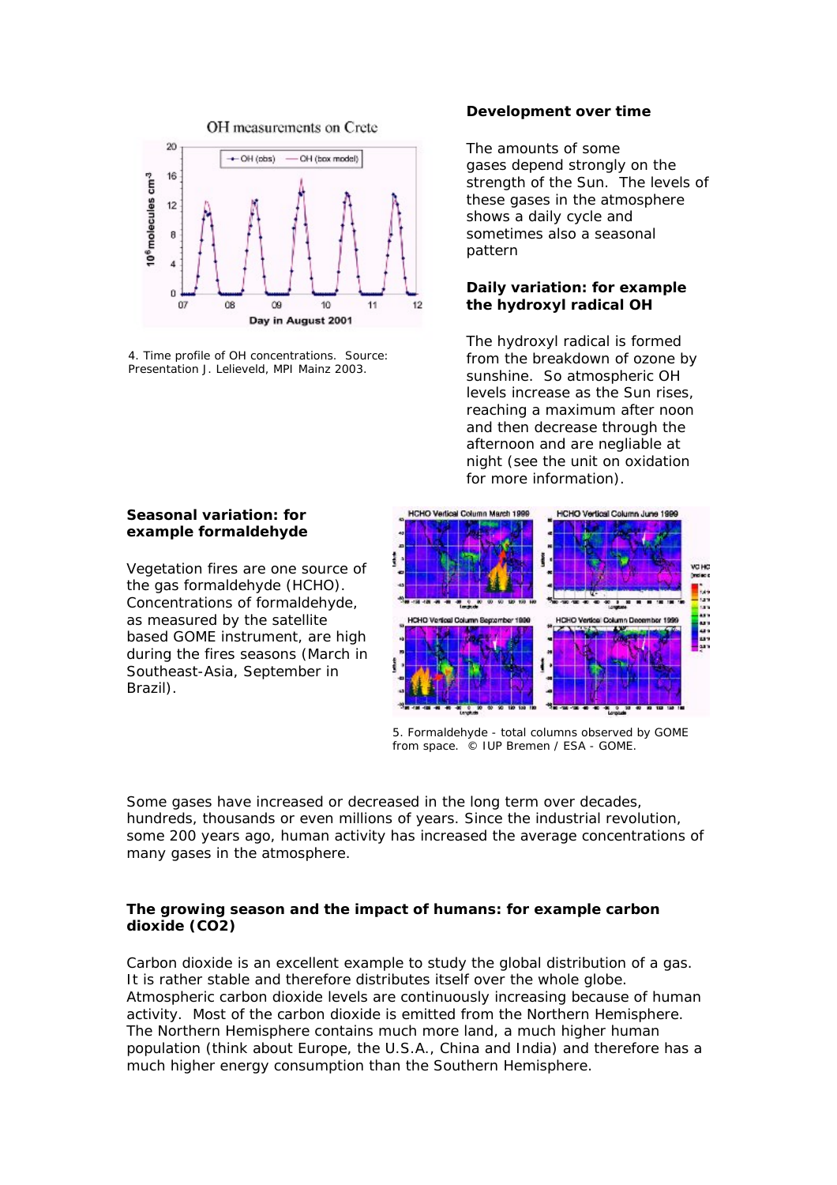4. Time profile of OH concentrations. Source: Presentation J. Lelieveld, MPI Mainz 2003.

### Development over time

The amounts of some gases depend strongly on the strength of the Sun. The levels of these gases in the atmosphere shows a daily cycle and sometimes also a seasonal pattern

### Daily variation: for example the hydroxyl radical OH

The hydroxyl radical is formed from the breakdown of ozone by sunshine. So atmospheric OH levels increase as the Sun rises, reaching a maximum after noon and then decrease through the afternoon and are negliable at night (see the unit on oxidation for more information).

### Seasonal variation: for example formaldehyde

Vegetation fires are one source of the gas formaldehyde (HCHO). Concentrations of formaldehyde, as measured by the satellite based GOME instrument, are high during the fires seasons (March in Southeast-Asia, September in Brazil).

5. Formaldehyde - total columns observed by GOME from space. © IUP Bremen / ESA - GOME.

Some gases have increased or decreased in the long term over decades, hundreds, thousands or even millions of years. Since the industrial revolution, some 200 years ago, human activity has increased the average concentrations of many gases in the atmosphere.

### The growing season and the impact of humans: for example carbon dioxide (CO2)

Carbon dioxide is an excellent example to study the global distribution of a gas. It is rather stable and therefore distributes itself over the whole globe. Atmospheric carbon dioxide levels are continuously increasing because of human activity. Most of the carbon dioxide is emitted from the Northern Hemisphere. The Northern Hemisphere contains much more land, a much higher human population (think about Europe, the U.S.A., China and India) and therefore has a much higher energy consumption than the Southern Hemisphere.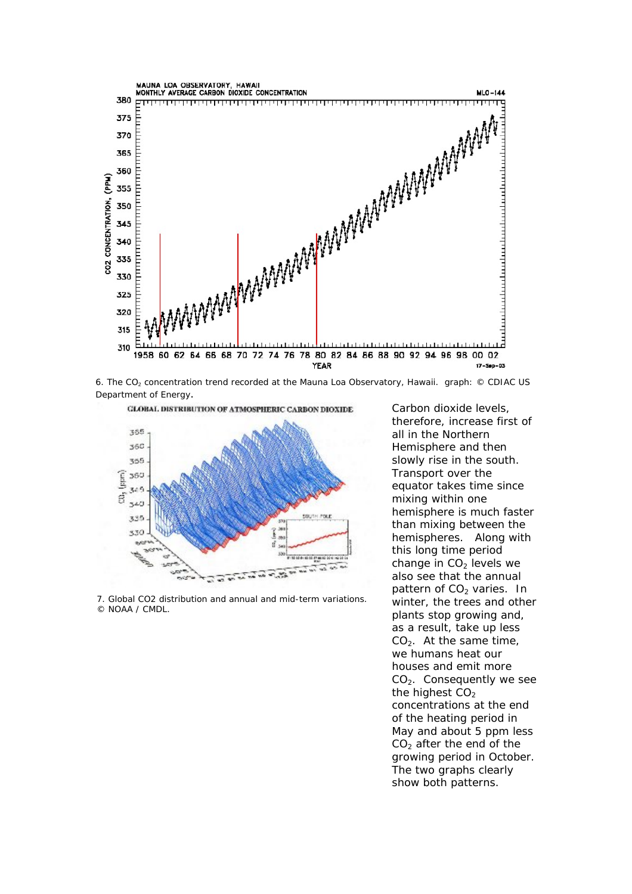6. The $CO_2$ concentration trend recorded at the Mauna Loa Observatory, Hawaii. graph: © CDIAC US Department of Energy.

7. Global CO2 distribution and annual and mid-term variations. © NOAA / CMDL.

Carbon dioxide levels, therefore, increase first of all in the Northern Hemisphere and then slowly rise in the south. Transport over the equator takes time since mixing within one hemisphere is much faster than mixing between the hemispheres. Along with this long time period change in $CO_2$ levels we also see that the annual pattern of $CO_2$ varies. In winter, the trees and other plants stop growing and, as a result, take up less $CO_2$. At the same time, we humans heat our houses and emit more $CO_2$. Consequently we see the highest $CO_2$ concentrations at the end of the heating period in May and about 5 ppm less $CO_2$ after the end of the growing period in October. The two graphs clearly show both patterns.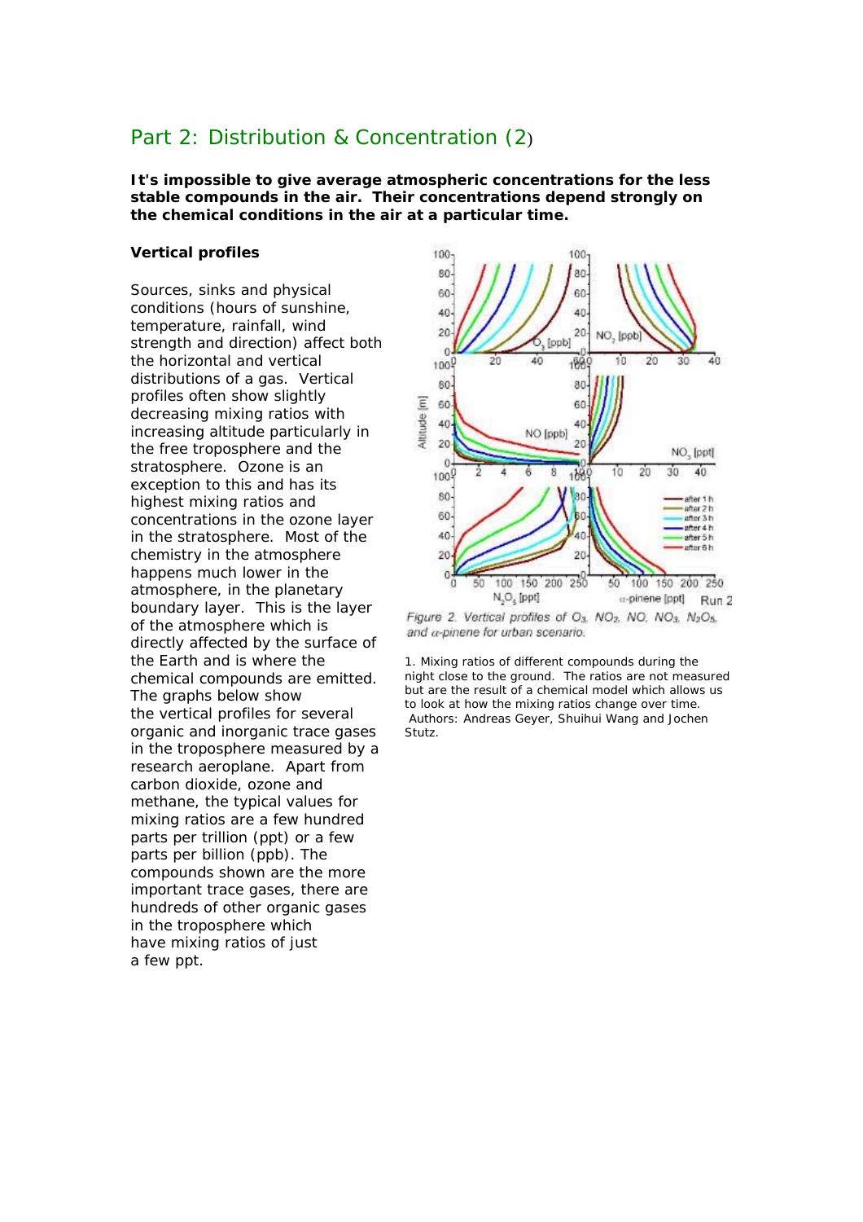## Part 2: Distribution & Concentration (2)

**It's impossible to give average atmospheric concentrations for the less stable compounds in the air. Their concentrations depend strongly on the chemical conditions in the air at a particular time.**

### Vertical profiles

Sources, sinks and physical conditions (hours of sunshine, temperature, rainfall, wind strength and direction) affect both the horizontal and vertical distributions of a gas. Vertical profiles often show slightly decreasing mixing ratios with increasing altitude particularly in the free troposphere and the stratosphere. Ozone is an exception to this and has its highest mixing ratios and concentrations in the ozone layer in the stratosphere. Most of the chemistry in the atmosphere happens much lower in the atmosphere, in the planetary boundary layer. This is the layer of the atmosphere which is directly affected by the surface of the Earth and is where the chemical compounds are emitted. The graphs below show the vertical profiles for several organic and inorganic trace gases in the troposphere measured by a research aeroplane. Apart from carbon dioxide, ozone and methane, the typical values for mixing ratios are a few hundred parts per trillion (ppt) or a few parts per billion (ppb). The compounds shown are the more important trace gases, there are hundreds of other organic gases in the troposphere which have mixing ratios of just a few ppt.

*Figure 2. Vertical profiles of $O_3$, $NO_2$, NO, $NO_3$, $N_2O_5$, and α-pinene for urban scenario.*

1. Mixing ratios of different compounds during the night close to the ground. The ratios are not measured but are the result of a chemical model which allows us to look at how the mixing ratios change over time. Authors: Andreas Geyer, Shuihui Wang and Jochen Stutz.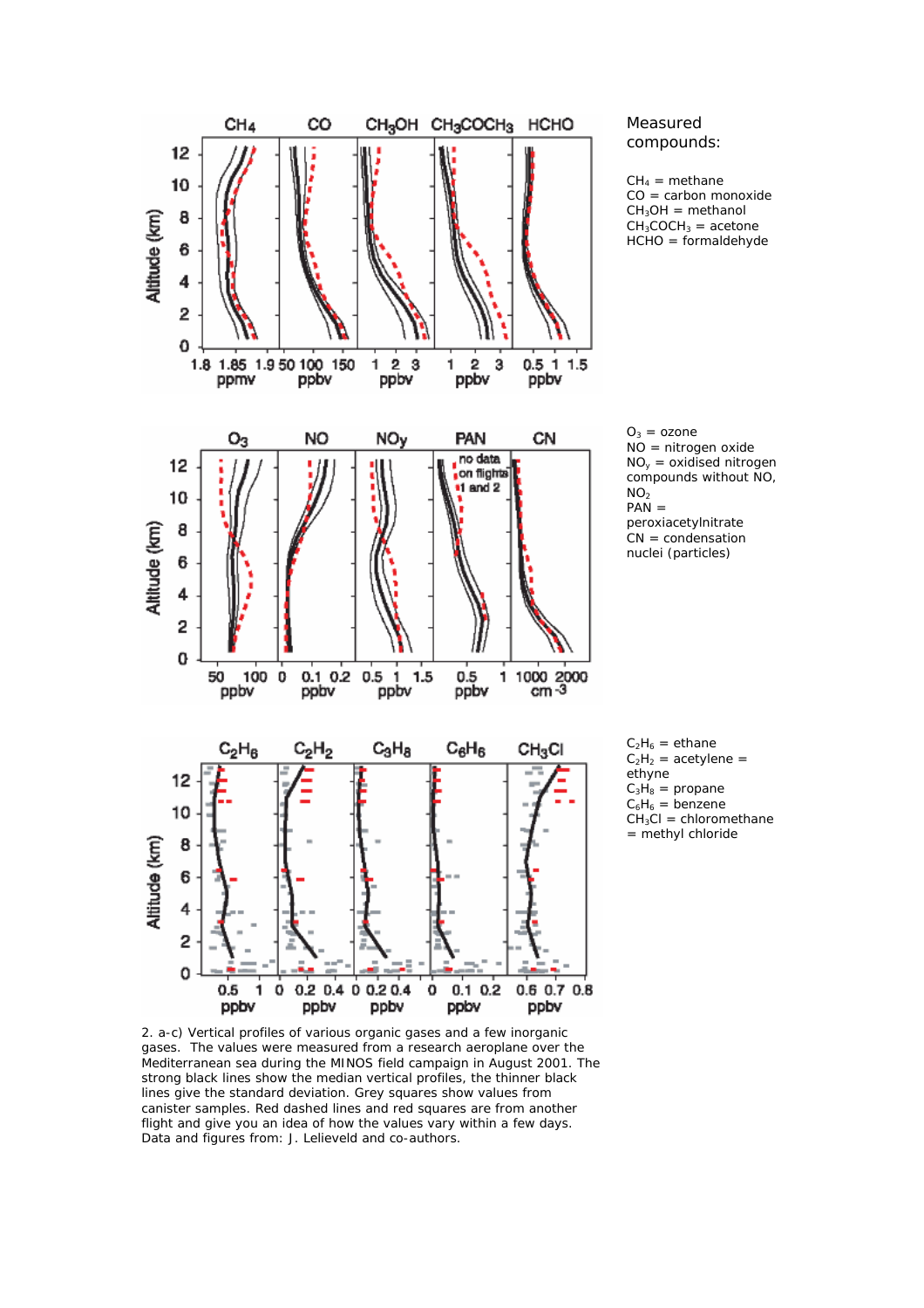Measured compounds:

$CH_4$ = methane
CO = carbon monoxide
$CH_3OH$ = methanol
$CH_3COCH_3$ = acetone
HCHO = formaldehyde

$O_3$ = ozone
NO = nitrogen oxide
$NO_y$ = oxidised nitrogen compounds without NO, $NO_2$
PAN = peroxiacetylnitrate
CN = condensation nuclei (particles)

$C_2H_6$ = ethane
$C_2H_2$ = acetylene = ethyne
$C_3H_8$ = propane
$C_6H_6$ = benzene
$CH_3Cl$ = chloromethane = methyl chloride

2. a-c) Vertical profiles of various organic gases and a few inorganic gases. The values were measured from a research aeroplane over the Mediterranean sea during the MINOS field campaign in August 2001. The strong black lines show the median vertical profiles, the thinner black lines give the standard deviation. Grey squares show values from canister samples. Red dashed lines and red squares are from another flight and give you an idea of how the values vary within a few days. Data and figures from: J. Lelieveld and co-authors.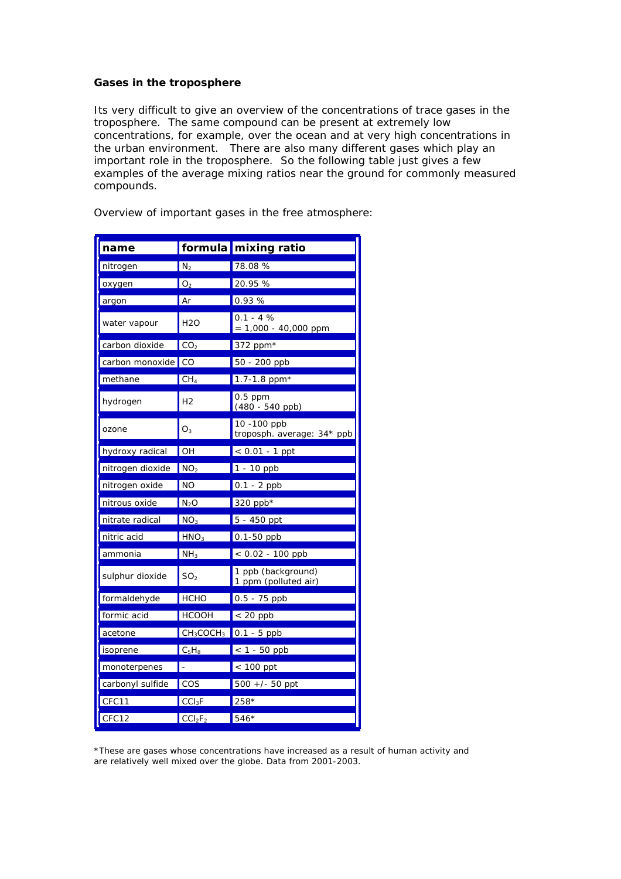**Gases in the troposphere**

Its very difficult to give an overview of the concentrations of trace gases in the troposphere. The same compound can be present at extremely low concentrations, for example, over the ocean and at very high concentrations in the urban environment. There are also many different gases which play an important role in the troposphere. So the following table just gives a few examples of the average mixing ratios near the ground for commonly measured compounds.

Overview of important gases in the free atmosphere:

| name | formula | mixing ratio |
|---|---|---|
| nitrogen | $N_2$ | 78.08 % |
| oxygen | $O_2$ | 20.95 % |
| argon | Ar | 0.93 % |
| water vapour | H2O | 0.1 - 4 % = 1,000 - 40,000 ppm |
| carbon dioxide | $CO_2$ | 372 ppm* |
| carbon monoxide | CO | 50 - 200 ppb |
| methane | $CH_4$ | 1.7-1.8 ppm* |
| hydrogen | H2 | 0.5 ppm (480 - 540 ppb) |
| ozone | $O_3$ | 10 -100 ppb troposph. average: 34* ppb |
| hydroxy radical | OH | < 0.01 - 1 ppt |
| nitrogen dioxide | $NO_2$ | 1 - 10 ppb |
| nitrogen oxide | NO | 0.1 - 2 ppb |
| nitrous oxide | $N_2O$ | 320 ppb* |
| nitrate radical | $NO_3$ | 5 - 450 ppt |
| nitric acid | $HNO_3$ | 0.1-50 ppb |
| ammonia | $NH_3$ | < 0.02 - 100 ppb |
| sulphur dioxide | $SO_2$ | 1 ppb (background) 1 ppm (polluted air) |
| formaldehyde | HCHO | 0.5 - 75 ppb |
| formic acid | HCOOH | < 20 ppb |
| acetone | $CH_3COCH_3$ | 0.1 - 5 ppb |
| isoprene | $C_5H_8$ | < 1 - 50 ppb |
| monoterpenes | - | < 100 ppt |
| carbonyl sulfide | COS | 500 +/- 50 ppt |
| CFC11 | $CCl_3F$ | 258* |
| CFC12 | $CCl_2F_2$ | 546* |

*These are gases whose concentrations have increased as a result of human activity and are relatively well mixed over the globe. Data from 2001-2003.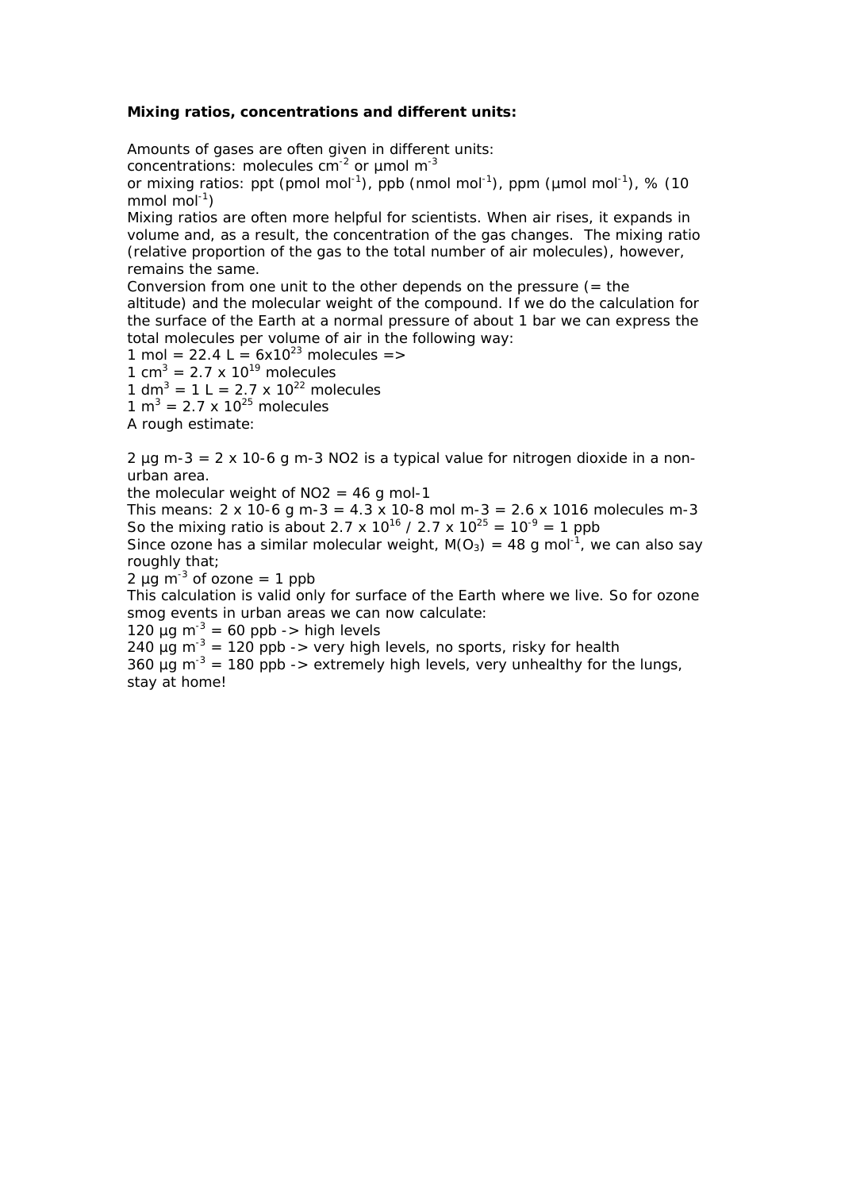**Mixing ratios, concentrations and different units:**

Amounts of gases are often given in different units:
concentrations: molecules $cm^{-2}$ or µmol $m^{-3}$
or mixing ratios: ppt (pmol $mol^{-1}$), ppb (nmol $mol^{-1}$), ppm (µmol $mol^{-1}$), % (10 mmol $mol^{-1}$)
Mixing ratios are often more helpful for scientists. When air rises, it expands in volume and, as a result, the concentration of the gas changes. The mixing ratio (relative proportion of the gas to the total number of air molecules), however, remains the same.
Conversion from one unit to the other depends on the pressure (= the altitude) and the molecular weight of the compound. If we do the calculation for the surface of the Earth at a normal pressure of about 1 bar we can express the total molecules per volume of air in the following way:
1 mol = 22.4 L = $6 \times 10^{23}$ molecules =>
1 $cm^3$ = $2.7 \times 10^{19}$ molecules
1 $dm^3$ = 1 L = $2.7 \times 10^{22}$ molecules
1 $m^3$ = $2.7 \times 10^{25}$ molecules
A rough estimate:

2 µg m-3 = 2 x 10-6 g m-3 NO2 is a typical value for nitrogen dioxide in a non-urban area.
the molecular weight of NO2 = 46 g mol-1
This means: 2 x 10-6 g m-3 = 4.3 x 10-8 mol m-3 = 2.6 x 1016 molecules m-3
So the mixing ratio is about $2.7 \times 10^{16}$ / $2.7 \times 10^{25}$ = $10^{-9}$ = 1 ppb
Since ozone has a similar molecular weight, $M(O_3)$ = 48 g $mol^{-1}$, we can also say roughly that;
2 µg $m^{-3}$ of ozone = 1 ppb
This calculation is valid only for surface of the Earth where we live. So for ozone smog events in urban areas we can now calculate:
120 µg $m^{-3}$ = 60 ppb -> high levels
240 µg $m^{-3}$ = 120 ppb -> very high levels, no sports, risky for health
360 µg $m^{-3}$ = 180 ppb -> extremely high levels, very unhealthy for the lungs, stay at home!